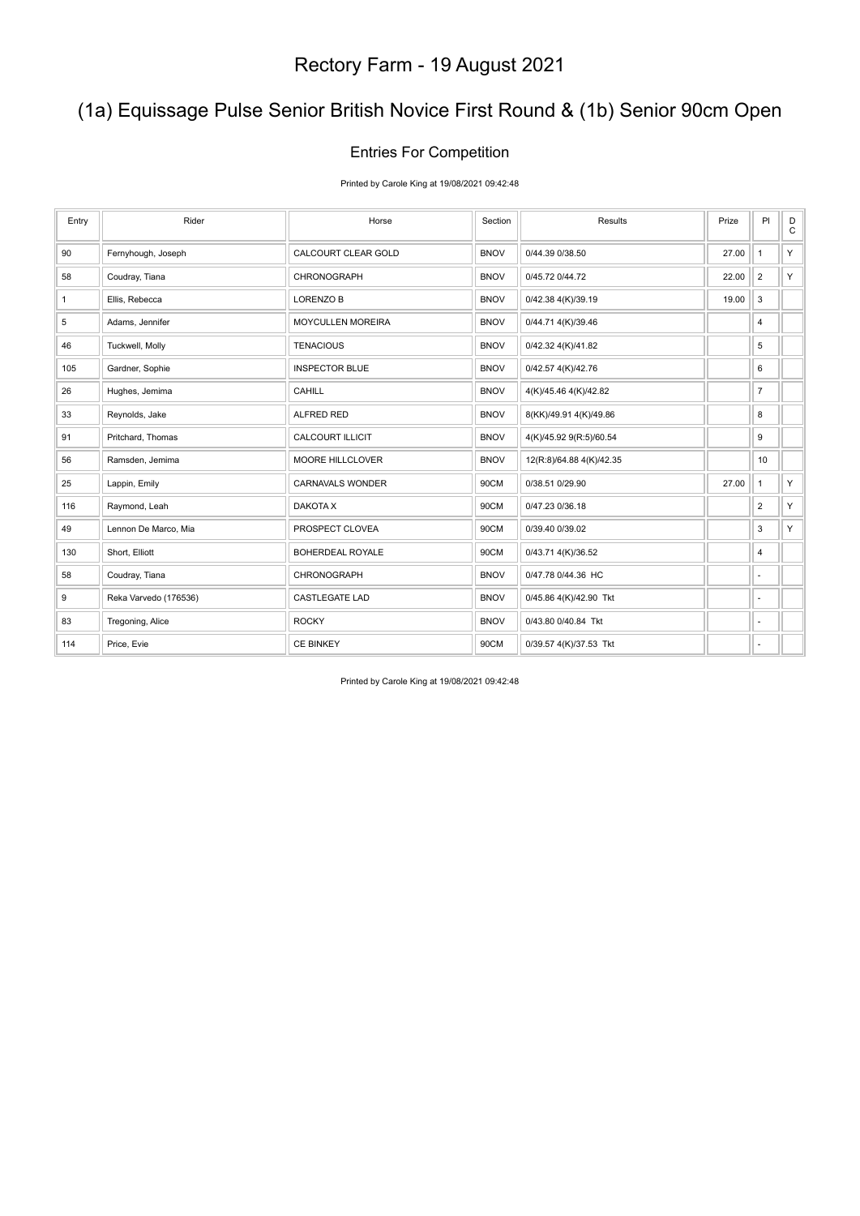# Rectory Farm - 19 August 2021

## (1a) Equissage Pulse Senior British Novice First Round & (1b) Senior 90cm Open

### Entries For Competition

Printed by Carole King at 19/08/2021 09:42:48

| Entry | Rider | Horse | Section | Results | Prize | Pl | DC |
|---|---|---|---|---|---|---|---|
| 90 | Fernyhough, Joseph | CALCOURT CLEAR GOLD | BNOV | 0/44.39 0/38.50 | 27.00 | 1 | Y |
| 58 | Coudray, Tiana | CHRONOGRAPH | BNOV | 0/45.72 0/44.72 | 22.00 | 2 | Y |
| 1 | Ellis, Rebecca | LORENZO B | BNOV | 0/42.38 4(K)/39.19 | 19.00 | 3 | |
| 5 | Adams, Jennifer | MOYCULLEN MOREIRA | BNOV | 0/44.71 4(K)/39.46 | | 4 | |
| 46 | Tuckwell, Molly | TENACIOUS | BNOV | 0/42.32 4(K)/41.82 | | 5 | |
| 105 | Gardner, Sophie | INSPECTOR BLUE | BNOV | 0/42.57 4(K)/42.76 | | 6 | |
| 26 | Hughes, Jemima | CAHILL | BNOV | 4(K)/45.46 4(K)/42.82 | | 7 | |
| 33 | Reynolds, Jake | ALFRED RED | BNOV | 8(KK)/49.91 4(K)/49.86 | | 8 | |
| 91 | Pritchard, Thomas | CALCOURT ILLICIT | BNOV | 4(K)/45.92 9(R:5)/60.54 | | 9 | |
| 56 | Ramsden, Jemima | MOORE HILLCLOVER | BNOV | 12(R:8)/64.88 4(K)/42.35 | | 10 | |
| 25 | Lappin, Emily | CARNAVALS WONDER | 90CM | 0/38.51 0/29.90 | 27.00 | 1 | Y |
| 116 | Raymond, Leah | DAKOTA X | 90CM | 0/47.23 0/36.18 | | 2 | Y |
| 49 | Lennon De Marco, Mia | PROSPECT CLOVEA | 90CM | 0/39.40 0/39.02 | | 3 | Y |
| 130 | Short, Elliott | BOHERDEAL ROYALE | 90CM | 0/43.71 4(K)/36.52 | | 4 | |
| 58 | Coudray, Tiana | CHRONOGRAPH | BNOV | 0/47.78 0/44.36 HC | | - | |
| 9 | Reka Varvedo (176536) | CASTLEGATE LAD | BNOV | 0/45.86 4(K)/42.90 Tkt | | - | |
| 83 | Tregoning, Alice | ROCKY | BNOV | 0/43.80 0/40.84 Tkt | | - | |
| 114 | Price, Evie | CE BINKEY | 90CM | 0/39.57 4(K)/37.53 Tkt | | - | |

Printed by Carole King at 19/08/2021 09:42:48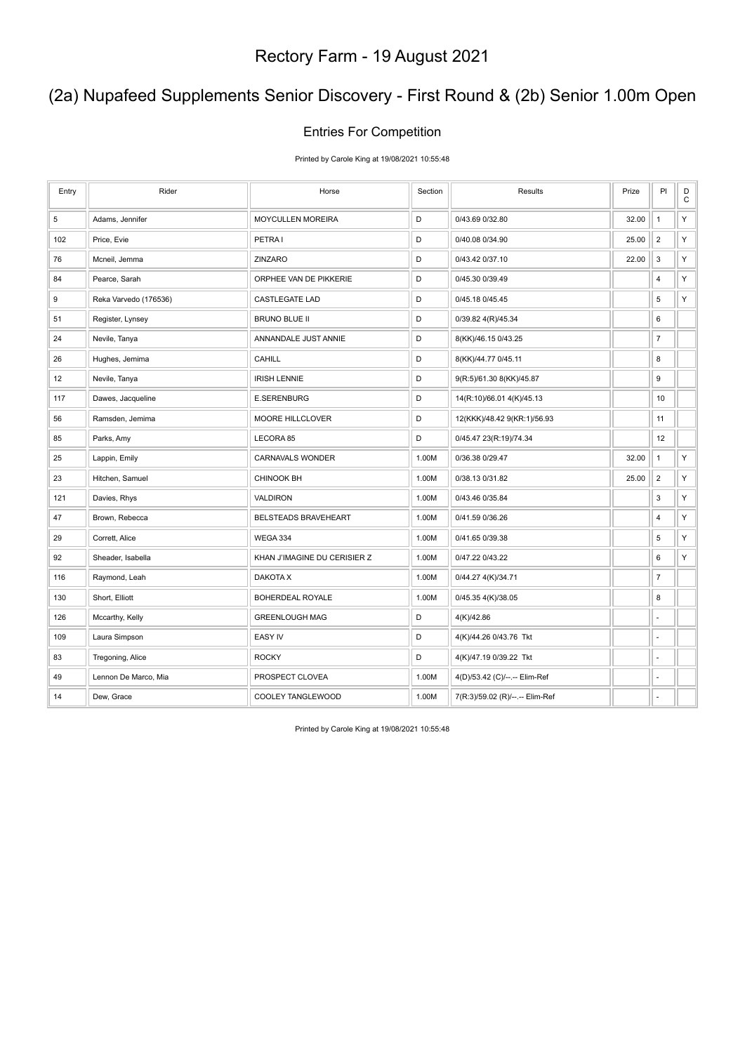# Rectory Farm - 19 August 2021

## (2a) Nupafeed Supplements Senior Discovery - First Round & (2b) Senior 1.00m Open

### Entries For Competition

Printed by Carole King at 19/08/2021 10:55:48

| Entry | Rider | Horse | Section | Results | Prize | Pl | D C |
|---|---|---|---|---|---|---|---|
| 5 | Adams, Jennifer | MOYCULLEN MOREIRA | D | 0/43.69 0/32.80 | 32.00 | 1 | Y |
| 102 | Price, Evie | PETRA I | D | 0/40.08 0/34.90 | 25.00 | 2 | Y |
| 76 | Mcneil, Jemma | ZINZARO | D | 0/43.42 0/37.10 | 22.00 | 3 | Y |
| 84 | Pearce, Sarah | ORPHEE VAN DE PIKKERIE | D | 0/45.30 0/39.49 | | 4 | Y |
| 9 | Reka Varvedo (176536) | CASTLEGATE LAD | D | 0/45.18 0/45.45 | | 5 | Y |
| 51 | Register, Lynsey | BRUNO BLUE II | D | 0/39.82 4(R)/45.34 | | 6 | |
| 24 | Nevile, Tanya | ANNANDALE JUST ANNIE | D | 8(KK)/46.15 0/43.25 | | 7 | |
| 26 | Hughes, Jemima | CAHILL | D | 8(KK)/44.77 0/45.11 | | 8 | |
| 12 | Nevile, Tanya | IRISH LENNIE | D | 9(R:5)/61.30 8(KK)/45.87 | | 9 | |
| 117 | Dawes, Jacqueline | E.SERENBURG | D | 14(R:10)/66.01 4(K)/45.13 | | 10 | |
| 56 | Ramsden, Jemima | MOORE HILLCLOVER | D | 12(KKK)/48.42 9(KR:1)/56.93 | | 11 | |
| 85 | Parks, Amy | LECORA 85 | D | 0/45.47 23(R:19)/74.34 | | 12 | |
| 25 | Lappin, Emily | CARNAVALS WONDER | 1.00M | 0/36.38 0/29.47 | 32.00 | 1 | Y |
| 23 | Hitchen, Samuel | CHINOOK BH | 1.00M | 0/38.13 0/31.82 | 25.00 | 2 | Y |
| 121 | Davies, Rhys | VALDIRON | 1.00M | 0/43.46 0/35.84 | | 3 | Y |
| 47 | Brown, Rebecca | BELSTEADS BRAVEHEART | 1.00M | 0/41.59 0/36.26 | | 4 | Y |
| 29 | Corrett, Alice | WEGA 334 | 1.00M | 0/41.65 0/39.38 | | 5 | Y |
| 92 | Sheader, Isabella | KHAN J'IMAGINE DU CERISIER Z | 1.00M | 0/47.22 0/43.22 | | 6 | Y |
| 116 | Raymond, Leah | DAKOTA X | 1.00M | 0/44.27 4(K)/34.71 | | 7 | |
| 130 | Short, Elliott | BOHERDEAL ROYALE | 1.00M | 0/45.35 4(K)/38.05 | | 8 | |
| 126 | Mccarthy, Kelly | GREENLOUGH MAG | D | 4(K)/42.86 | | - | |
| 109 | Laura Simpson | EASY IV | D | 4(K)/44.26 0/43.76 Tkt | | - | |
| 83 | Tregoning, Alice | ROCKY | D | 4(K)/47.19 0/39.22 Tkt | | - | |
| 49 | Lennon De Marco, Mia | PROSPECT CLOVEA | 1.00M | 4(D)/53.42 (C)/--.-- Elim-Ref | | - | |
| 14 | Dew, Grace | COOLEY TANGLEWOOD | 1.00M | 7(R:3)/59.02 (R)/--.-- Elim-Ref | | - | |

Printed by Carole King at 19/08/2021 10:55:48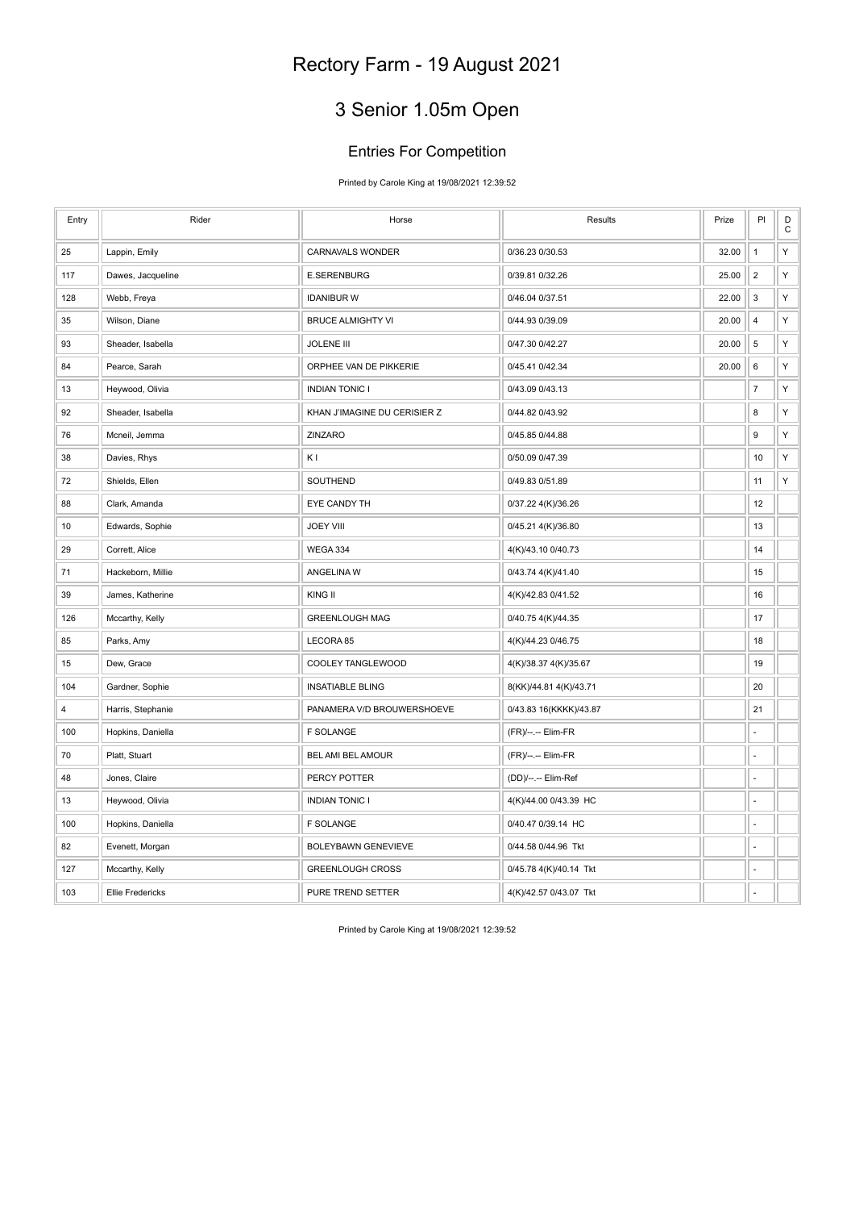# Rectory Farm - 19 August 2021

## 3 Senior 1.05m Open

### Entries For Competition

Printed by Carole King at 19/08/2021 12:39:52

| Entry | Rider | Horse | Results | Prize | Pl | D C |
|---|---|---|---|---|---|---|
| 25 | Lappin, Emily | CARNAVALS WONDER | 0/36.23 0/30.53 | 32.00 | 1 | Y |
| 117 | Dawes, Jacqueline | E.SERENBURG | 0/39.81 0/32.26 | 25.00 | 2 | Y |
| 128 | Webb, Freya | IDANIBUR W | 0/46.04 0/37.51 | 22.00 | 3 | Y |
| 35 | Wilson, Diane | BRUCE ALMIGHTY VI | 0/44.93 0/39.09 | 20.00 | 4 | Y |
| 93 | Sheader, Isabella | JOLENE III | 0/47.30 0/42.27 | 20.00 | 5 | Y |
| 84 | Pearce, Sarah | ORPHEE VAN DE PIKKERIE | 0/45.41 0/42.34 | 20.00 | 6 | Y |
| 13 | Heywood, Olivia | INDIAN TONIC I | 0/43.09 0/43.13 | | 7 | Y |
| 92 | Sheader, Isabella | KHAN J'IMAGINE DU CERISIER Z | 0/44.82 0/43.92 | | 8 | Y |
| 76 | Mcneil, Jemma | ZINZARO | 0/45.85 0/44.88 | | 9 | Y |
| 38 | Davies, Rhys | K I | 0/50.09 0/47.39 | | 10 | Y |
| 72 | Shields, Ellen | SOUTHEND | 0/49.83 0/51.89 | | 11 | Y |
| 88 | Clark, Amanda | EYE CANDY TH | 0/37.22 4(K)/36.26 | | 12 | |
| 10 | Edwards, Sophie | JOEY VIII | 0/45.21 4(K)/36.80 | | 13 | |
| 29 | Corrett, Alice | WEGA 334 | 4(K)/43.10 0/40.73 | | 14 | |
| 71 | Hackeborn, Millie | ANGELINA W | 0/43.74 4(K)/41.40 | | 15 | |
| 39 | James, Katherine | KING II | 4(K)/42.83 0/41.52 | | 16 | |
| 126 | Mccarthy, Kelly | GREENLOUGH MAG | 0/40.75 4(K)/44.35 | | 17 | |
| 85 | Parks, Amy | LECORA 85 | 4(K)/44.23 0/46.75 | | 18 | |
| 15 | Dew, Grace | COOLEY TANGLEWOOD | 4(K)/38.37 4(K)/35.67 | | 19 | |
| 104 | Gardner, Sophie | INSATIABLE BLING | 8(KK)/44.81 4(K)/43.71 | | 20 | |
| 4 | Harris, Stephanie | PANAMERA V/D BROUWERSHOEVE | 0/43.83 16(KKKK)/43.87 | | 21 | |
| 100 | Hopkins, Daniella | F SOLANGE | (FR)/--.-- Elim-FR | | - | |
| 70 | Platt, Stuart | BEL AMI BEL AMOUR | (FR)/--.-- Elim-FR | | - | |
| 48 | Jones, Claire | PERCY POTTER | (DD)/--.-- Elim-Ref | | - | |
| 13 | Heywood, Olivia | INDIAN TONIC I | 4(K)/44.00 0/43.39 HC | | - | |
| 100 | Hopkins, Daniella | F SOLANGE | 0/40.47 0/39.14 HC | | - | |
| 82 | Evenett, Morgan | BOLEYBAWN GENEVIEVE | 0/44.58 0/44.96 Tkt | | - | |
| 127 | Mccarthy, Kelly | GREENLOUGH CROSS | 0/45.78 4(K)/40.14 Tkt | | - | |
| 103 | Ellie Fredericks | PURE TREND SETTER | 4(K)/42.57 0/43.07 Tkt | | - | |

Printed by Carole King at 19/08/2021 12:39:52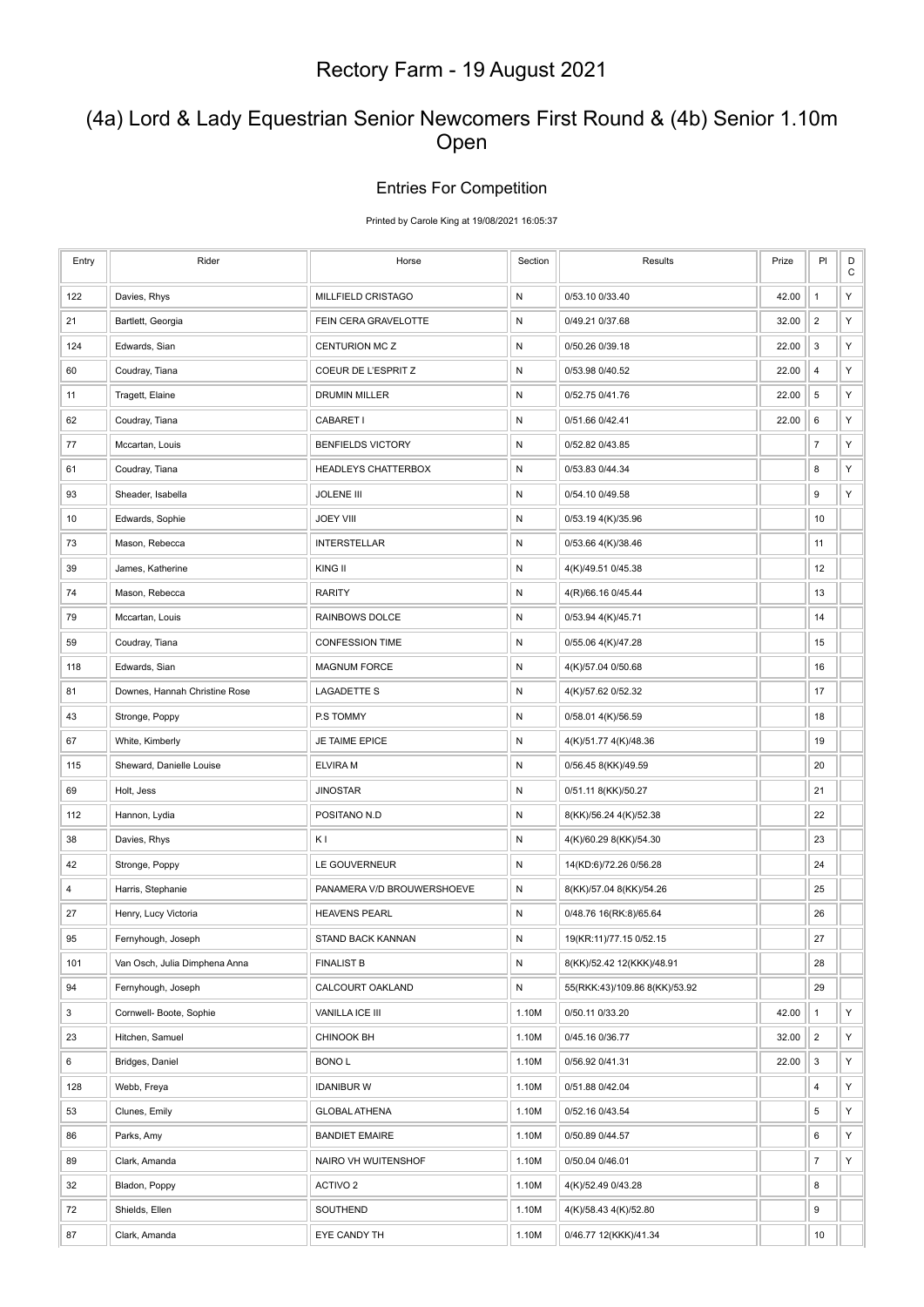# Rectory Farm - 19 August 2021

## (4a) Lord & Lady Equestrian Senior Newcomers First Round & (4b) Senior 1.10m Open

### Entries For Competition

Printed by Carole King at 19/08/2021 16:05:37

| Entry | Rider | Horse | Section | Results | Prize | Pl | DC |
|---|---|---|---|---|---|---|---|
| 122 | Davies, Rhys | MILLFIELD CRISTAGO | N | 0/53.10 0/33.40 | 42.00 | 1 | Y |
| 21 | Bartlett, Georgia | FEIN CERA GRAVELOTTE | N | 0/49.21 0/37.68 | 32.00 | 2 | Y |
| 124 | Edwards, Sian | CENTURION MC Z | N | 0/50.26 0/39.18 | 22.00 | 3 | Y |
| 60 | Coudray, Tiana | COEUR DE L'ESPRIT Z | N | 0/53.98 0/40.52 | 22.00 | 4 | Y |
| 11 | Tragett, Elaine | DRUMIN MILLER | N | 0/52.75 0/41.76 | 22.00 | 5 | Y |
| 62 | Coudray, Tiana | CABARET I | N | 0/51.66 0/42.41 | 22.00 | 6 | Y |
| 77 | Mccartan, Louis | BENFIELDS VICTORY | N | 0/52.82 0/43.85 | | 7 | Y |
| 61 | Coudray, Tiana | HEADLEYS CHATTERBOX | N | 0/53.83 0/44.34 | | 8 | Y |
| 93 | Sheader, Isabella | JOLENE III | N | 0/54.10 0/49.58 | | 9 | Y |
| 10 | Edwards, Sophie | JOEY VIII | N | 0/53.19 4(K)/35.96 | | 10 | |
| 73 | Mason, Rebecca | INTERSTELLAR | N | 0/53.66 4(K)/38.46 | | 11 | |
| 39 | James, Katherine | KING II | N | 4(K)/49.51 0/45.38 | | 12 | |
| 74 | Mason, Rebecca | RARITY | N | 4(R)/66.16 0/45.44 | | 13 | |
| 79 | Mccartan, Louis | RAINBOWS DOLCE | N | 0/53.94 4(K)/45.71 | | 14 | |
| 59 | Coudray, Tiana | CONFESSION TIME | N | 0/55.06 4(K)/47.28 | | 15 | |
| 118 | Edwards, Sian | MAGNUM FORCE | N | 4(K)/57.04 0/50.68 | | 16 | |
| 81 | Downes, Hannah Christine Rose | LAGADETTE S | N | 4(K)/57.62 0/52.32 | | 17 | |
| 43 | Stronge, Poppy | P.S TOMMY | N | 0/58.01 4(K)/56.59 | | 18 | |
| 67 | White, Kimberly | JE TAIME EPICE | N | 4(K)/51.77 4(K)/48.36 | | 19 | |
| 115 | Sheward, Danielle Louise | ELVIRA M | N | 0/56.45 8(KK)/49.59 | | 20 | |
| 69 | Holt, Jess | JINOSTAR | N | 0/51.11 8(KK)/50.27 | | 21 | |
| 112 | Hannon, Lydia | POSITANO N.D | N | 8(KK)/56.24 4(K)/52.38 | | 22 | |
| 38 | Davies, Rhys | K I | N | 4(K)/60.29 8(KK)/54.30 | | 23 | |
| 42 | Stronge, Poppy | LE GOUVERNEUR | N | 14(KD:6)/72.26 0/56.28 | | 24 | |
| 4 | Harris, Stephanie | PANAMERA V/D BROUWERSHOEVE | N | 8(KK)/57.04 8(KK)/54.26 | | 25 | |
| 27 | Henry, Lucy Victoria | HEAVENS PEARL | N | 0/48.76 16(RK:8)/65.64 | | 26 | |
| 95 | Fernyhough, Joseph | STAND BACK KANNAN | N | 19(KR:11)/77.15 0/52.15 | | 27 | |
| 101 | Van Osch, Julia Dimphena Anna | FINALIST B | N | 8(KK)/52.42 12(KKK)/48.91 | | 28 | |
| 94 | Fernyhough, Joseph | CALCOURT OAKLAND | N | 55(RKK:43)/109.86 8(KK)/53.92 | | 29 | |
| 3 | Cornwell- Boote, Sophie | VANILLA ICE III | 1.10M | 0/50.11 0/33.20 | 42.00 | 1 | Y |
| 23 | Hitchen, Samuel | CHINOOK BH | 1.10M | 0/45.16 0/36.77 | 32.00 | 2 | Y |
| 6 | Bridges, Daniel | BONO L | 1.10M | 0/56.92 0/41.31 | 22.00 | 3 | Y |
| 128 | Webb, Freya | IDANIBUR W | 1.10M | 0/51.88 0/42.04 | | 4 | Y |
| 53 | Clunes, Emily | GLOBAL ATHENA | 1.10M | 0/52.16 0/43.54 | | 5 | Y |
| 86 | Parks, Amy | BANDIET EMAIRE | 1.10M | 0/50.89 0/44.57 | | 6 | Y |
| 89 | Clark, Amanda | NAIRO VH WUITENSHOF | 1.10M | 0/50.04 0/46.01 | | 7 | Y |
| 32 | Bladon, Poppy | ACTIVO 2 | 1.10M | 4(K)/52.49 0/43.28 | | 8 | |
| 72 | Shields, Ellen | SOUTHEND | 1.10M | 4(K)/58.43 4(K)/52.80 | | 9 | |
| 87 | Clark, Amanda | EYE CANDY TH | 1.10M | 0/46.77 12(KKK)/41.34 | | 10 | |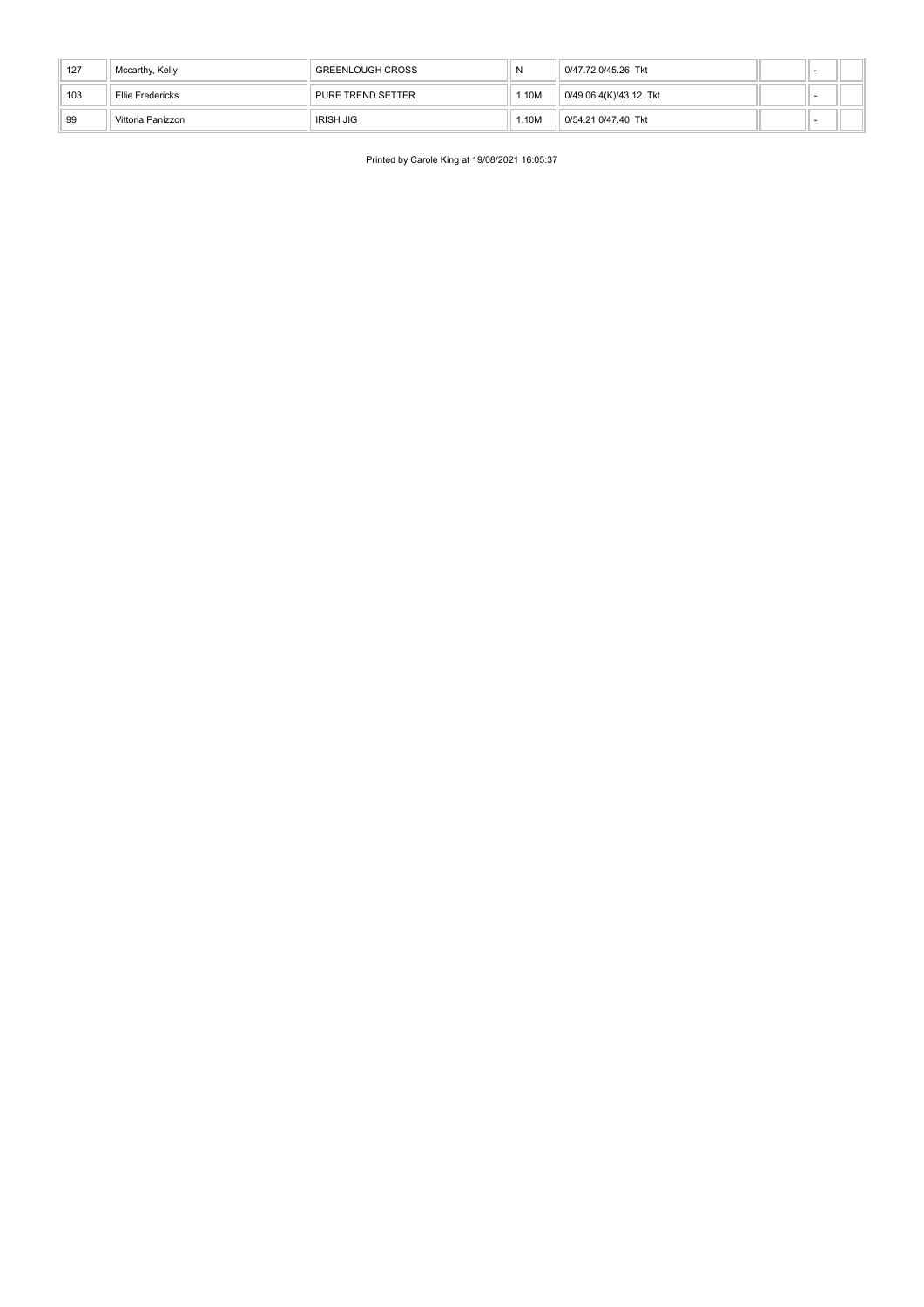| | | | | | | | |
|---|---|---|---|---|---|---|---|
| 127 | Mccarthy, Kelly | GREENLOUGH CROSS | N | 0/47.72 0/45.26 Tkt | | - | |
| 103 | Ellie Fredericks | PURE TREND SETTER | 1.10M | 0/49.06 4(K)/43.12 Tkt | | - | |
| 99 | Vittoria Panizzon | IRISH JIG | 1.10M | 0/54.21 0/47.40 Tkt | | - | |

Printed by Carole King at 19/08/2021 16:05:37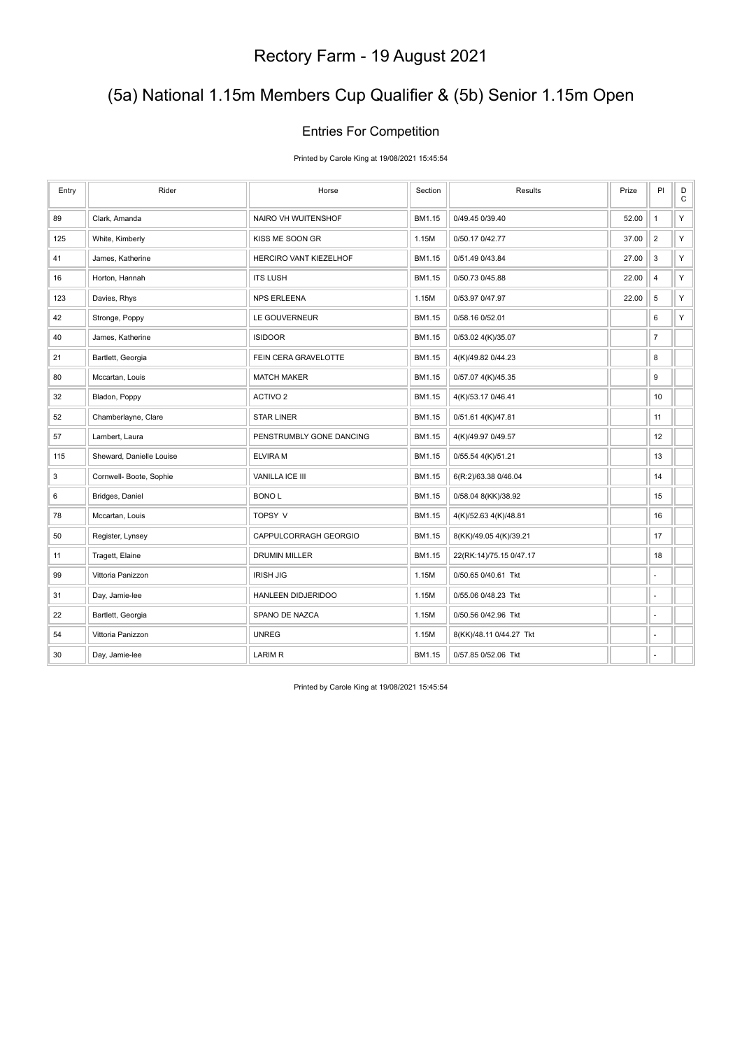# Rectory Farm - 19 August 2021

## (5a) National 1.15m Members Cup Qualifier & (5b) Senior 1.15m Open

### Entries For Competition

Printed by Carole King at 19/08/2021 15:45:54

| Entry | Rider | Horse | Section | Results | Prize | Pl | DC |
|---|---|---|---|---|---|---|---|
| 89 | Clark, Amanda | NAIRO VH WUITENSHOF | BM1.15 | 0/49.45 0/39.40 | 52.00 | 1 | Y |
| 125 | White, Kimberly | KISS ME SOON GR | 1.15M | 0/50.17 0/42.77 | 37.00 | 2 | Y |
| 41 | James, Katherine | HERCIRO VANT KIEZELHOF | BM1.15 | 0/51.49 0/43.84 | 27.00 | 3 | Y |
| 16 | Horton, Hannah | ITS LUSH | BM1.15 | 0/50.73 0/45.88 | 22.00 | 4 | Y |
| 123 | Davies, Rhys | NPS ERLEENA | 1.15M | 0/53.97 0/47.97 | 22.00 | 5 | Y |
| 42 | Stronge, Poppy | LE GOUVERNEUR | BM1.15 | 0/58.16 0/52.01 | | 6 | Y |
| 40 | James, Katherine | ISIDOOR | BM1.15 | 0/53.02 4(K)/35.07 | | 7 | |
| 21 | Bartlett, Georgia | FEIN CERA GRAVELOTTE | BM1.15 | 4(K)/49.82 0/44.23 | | 8 | |
| 80 | Mccartan, Louis | MATCH MAKER | BM1.15 | 0/57.07 4(K)/45.35 | | 9 | |
| 32 | Bladon, Poppy | ACTIVO 2 | BM1.15 | 4(K)/53.17 0/46.41 | | 10 | |
| 52 | Chamberlayne, Clare | STAR LINER | BM1.15 | 0/51.61 4(K)/47.81 | | 11 | |
| 57 | Lambert, Laura | PENSTRUMBLY GONE DANCING | BM1.15 | 4(K)/49.97 0/49.57 | | 12 | |
| 115 | Sheward, Danielle Louise | ELVIRA M | BM1.15 | 0/55.54 4(K)/51.21 | | 13 | |
| 3 | Cornwell- Boote, Sophie | VANILLA ICE III | BM1.15 | 6(R:2)/63.38 0/46.04 | | 14 | |
| 6 | Bridges, Daniel | BONO L | BM1.15 | 0/58.04 8(KK)/38.92 | | 15 | |
| 78 | Mccartan, Louis | TOPSY V | BM1.15 | 4(K)/52.63 4(K)/48.81 | | 16 | |
| 50 | Register, Lynsey | CAPPULCORRAGH GEORGIO | BM1.15 | 8(KK)/49.05 4(K)/39.21 | | 17 | |
| 11 | Tragett, Elaine | DRUMIN MILLER | BM1.15 | 22(RK:14)/75.15 0/47.17 | | 18 | |
| 99 | Vittoria Panizzon | IRISH JIG | 1.15M | 0/50.65 0/40.61 Tkt | | - | |
| 31 | Day, Jamie-lee | HANLEEN DIDJERIDOO | 1.15M | 0/55.06 0/48.23 Tkt | | - | |
| 22 | Bartlett, Georgia | SPANO DE NAZCA | 1.15M | 0/50.56 0/42.96 Tkt | | - | |
| 54 | Vittoria Panizzon | UNREG | 1.15M | 8(KK)/48.11 0/44.27 Tkt | | - | |
| 30 | Day, Jamie-lee | LARIM R | BM1.15 | 0/57.85 0/52.06 Tkt | | - | |

Printed by Carole King at 19/08/2021 15:45:54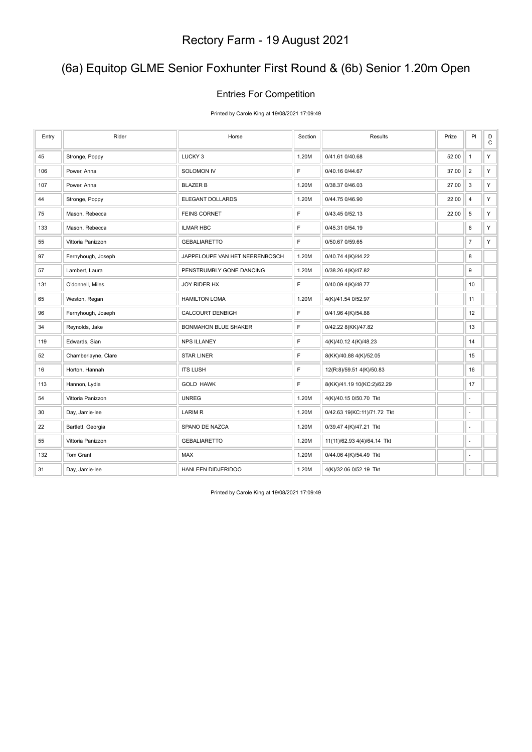# Rectory Farm - 19 August 2021

## (6a) Equitop GLME Senior Foxhunter First Round & (6b) Senior 1.20m Open

### Entries For Competition

Printed by Carole King at 19/08/2021 17:09:49

| Entry | Rider | Horse | Section | Results | Prize | Pl | DC |
|---|---|---|---|---|---|---|---|
| 45 | Stronge, Poppy | LUCKY 3 | 1.20M | 0/41.61 0/40.68 | 52.00 | 1 | Y |
| 106 | Power, Anna | SOLOMON IV | F | 0/40.16 0/44.67 | 37.00 | 2 | Y |
| 107 | Power, Anna | BLAZER B | 1.20M | 0/38.37 0/46.03 | 27.00 | 3 | Y |
| 44 | Stronge, Poppy | ELEGANT DOLLARDS | 1.20M | 0/44.75 0/46.90 | 22.00 | 4 | Y |
| 75 | Mason, Rebecca | FEINS CORNET | F | 0/43.45 0/52.13 | 22.00 | 5 | Y |
| 133 | Mason, Rebecca | ILMAR HBC | F | 0/45.31 0/54.19 | | 6 | Y |
| 55 | Vittoria Panizzon | GEBALIARETTO | F | 0/50.67 0/59.65 | | 7 | Y |
| 97 | Fernyhough, Joseph | JAPPELOUPE VAN HET NEERENBOSCH | 1.20M | 0/40.74 4(K)/44.22 | | 8 | |
| 57 | Lambert, Laura | PENSTRUMBLY GONE DANCING | 1.20M | 0/38.26 4(K)/47.82 | | 9 | |
| 131 | O'donnell, Miles | JOY RIDER HX | F | 0/40.09 4(K)/48.77 | | 10 | |
| 65 | Weston, Regan | HAMILTON LOMA | 1.20M | 4(K)/41.54 0/52.97 | | 11 | |
| 96 | Fernyhough, Joseph | CALCOURT DENBIGH | F | 0/41.96 4(K)/54.88 | | 12 | |
| 34 | Reynolds, Jake | BONMAHON BLUE SHAKER | F | 0/42.22 8(KK)/47.82 | | 13 | |
| 119 | Edwards, Sian | NPS ILLANEY | F | 4(K)/40.12 4(K)/48.23 | | 14 | |
| 52 | Chamberlayne, Clare | STAR LINER | F | 8(KK)/40.88 4(K)/52.05 | | 15 | |
| 16 | Horton, Hannah | ITS LUSH | F | 12(R:8)/59.51 4(K)/50.83 | | 16 | |
| 113 | Hannon, Lydia | GOLD HAWK | F | 8(KK)/41.19 10(KC:2)/62.29 | | 17 | |
| 54 | Vittoria Panizzon | UNREG | 1.20M | 4(K)/40.15 0/50.70 Tkt | | - | |
| 30 | Day, Jamie-lee | LARIM R | 1.20M | 0/42.63 19(KC:11)/71.72 Tkt | | - | |
| 22 | Bartlett, Georgia | SPANO DE NAZCA | 1.20M | 0/39.47 4(K)/47.21 Tkt | | - | |
| 55 | Vittoria Panizzon | GEBALIARETTO | 1.20M | 11(11)/62.93 4(4)/64.14 Tkt | | - | |
| 132 | Tom Grant | MAX | 1.20M | 0/44.06 4(K)/54.49 Tkt | | - | |
| 31 | Day, Jamie-lee | HANLEEN DIDJERIDOO | 1.20M | 4(K)/32.06 0/52.19 Tkt | | - | |

Printed by Carole King at 19/08/2021 17:09:49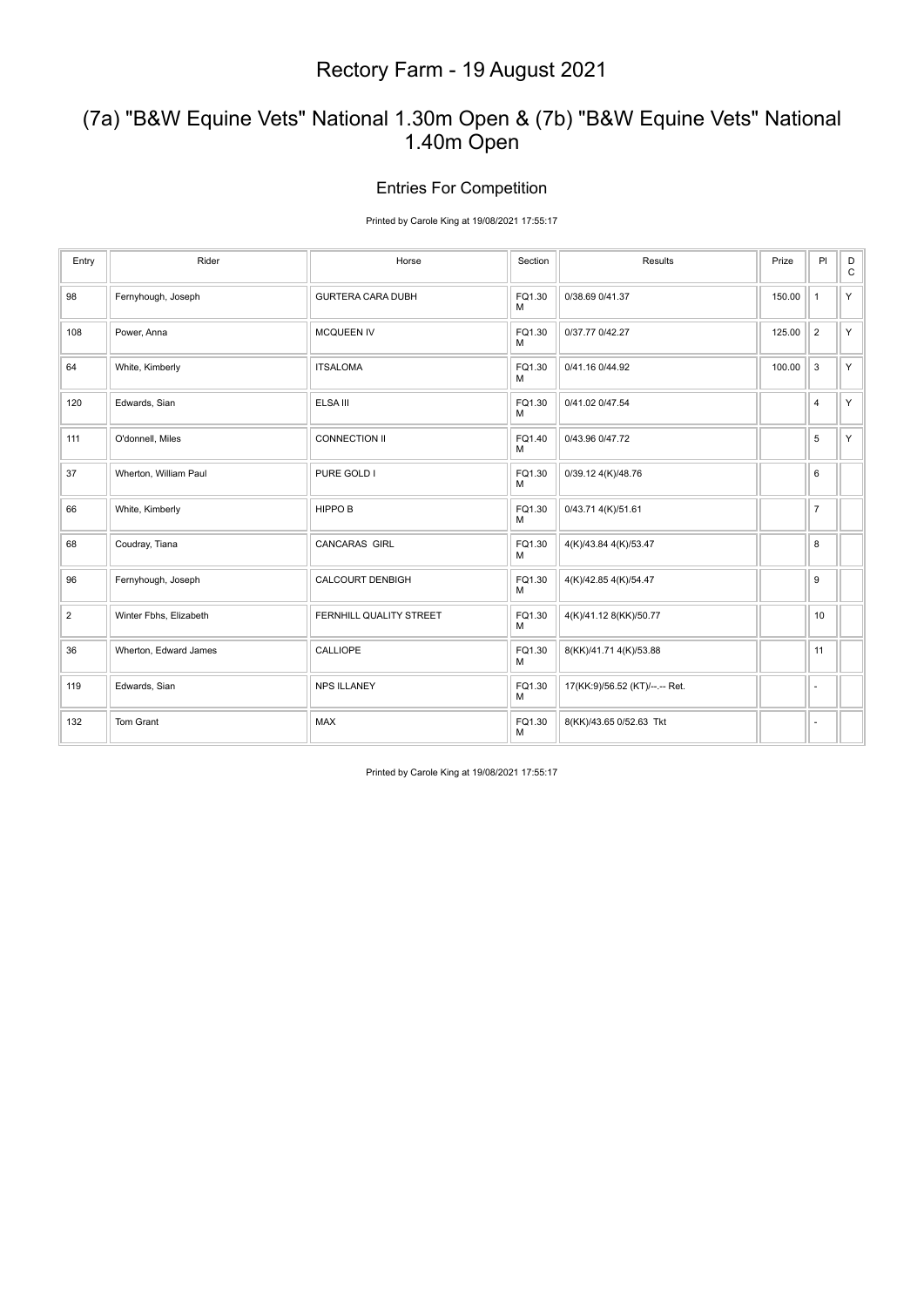# Rectory Farm - 19 August 2021

## (7a) "B&W Equine Vets" National 1.30m Open & (7b) "B&W Equine Vets" National 1.40m Open

### Entries For Competition

Printed by Carole King at 19/08/2021 17:55:17

| Entry | Rider | Horse | Section | Results | Prize | Pl | DC |
|---|---|---|---|---|---|---|---|
| 98 | Fernyhough, Joseph | GURTERA CARA DUBH | FQ1.30 M | 0/38.69 0/41.37 | 150.00 | 1 | Y |
| 108 | Power, Anna | MCQUEEN IV | FQ1.30 M | 0/37.77 0/42.27 | 125.00 | 2 | Y |
| 64 | White, Kimberly | ITSALOMA | FQ1.30 M | 0/41.16 0/44.92 | 100.00 | 3 | Y |
| 120 | Edwards, Sian | ELSA III | FQ1.30 M | 0/41.02 0/47.54 | | 4 | Y |
| 111 | O'donnell, Miles | CONNECTION II | FQ1.40 M | 0/43.96 0/47.72 | | 5 | Y |
| 37 | Wherton, William Paul | PURE GOLD I | FQ1.30 M | 0/39.12 4(K)/48.76 | | 6 | |
| 66 | White, Kimberly | HIPPO B | FQ1.30 M | 0/43.71 4(K)/51.61 | | 7 | |
| 68 | Coudray, Tiana | CANCARAS GIRL | FQ1.30 M | 4(K)/43.84 4(K)/53.47 | | 8 | |
| 96 | Fernyhough, Joseph | CALCOURT DENBIGH | FQ1.30 M | 4(K)/42.85 4(K)/54.47 | | 9 | |
| 2 | Winter Fbhs, Elizabeth | FERNHILL QUALITY STREET | FQ1.30 M | 4(K)/41.12 8(KK)/50.77 | | 10 | |
| 36 | Wherton, Edward James | CALLIOPE | FQ1.30 M | 8(KK)/41.71 4(K)/53.88 | | 11 | |
| 119 | Edwards, Sian | NPS ILLANEY | FQ1.30 M | 17(KK:9)/56.52 (KT)/--.-- Ret. | | - | |
| 132 | Tom Grant | MAX | FQ1.30 M | 8(KK)/43.65 0/52.63 Tkt | | - | |

Printed by Carole King at 19/08/2021 17:55:17